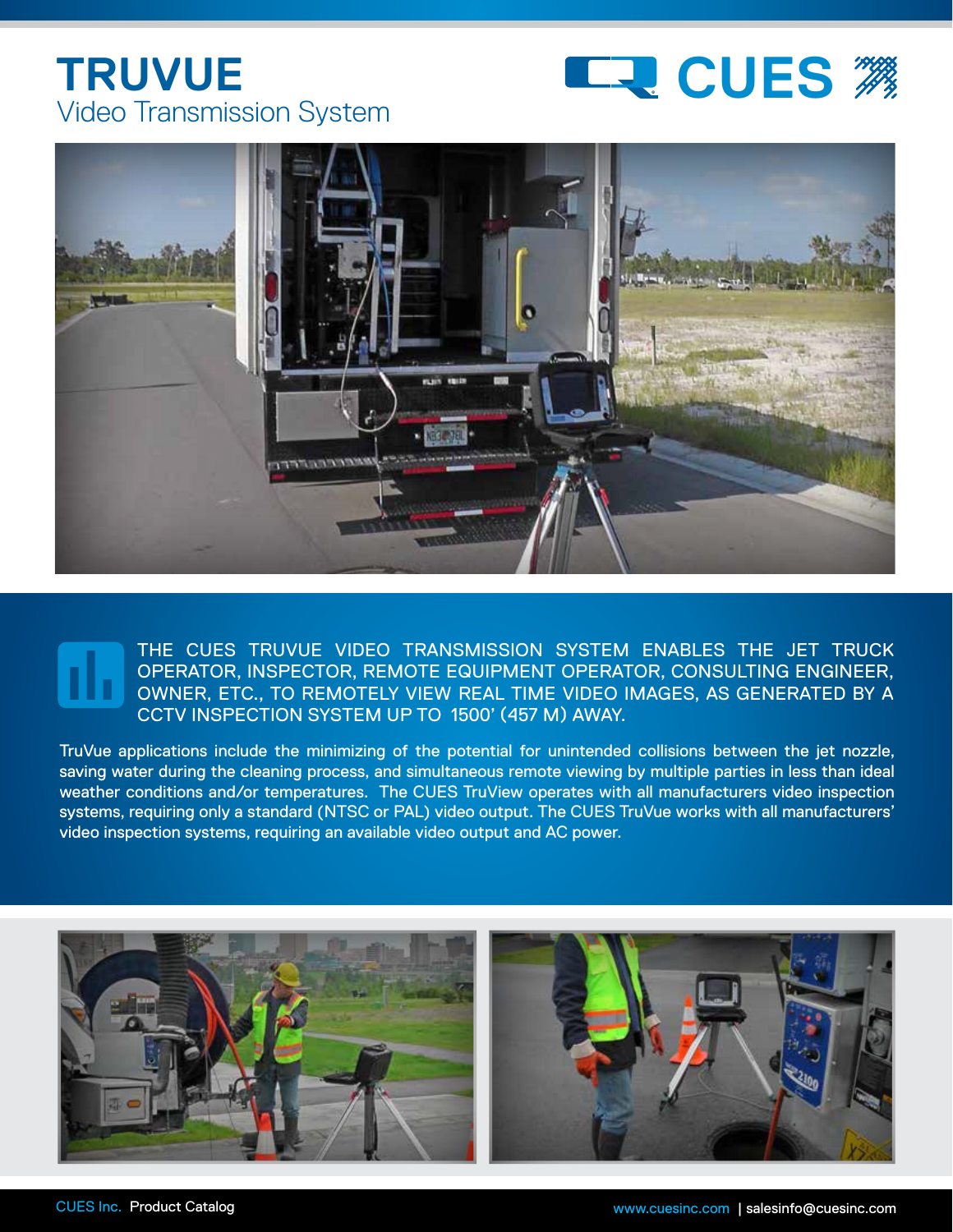# TRUVUE

## Video Transmission System

CUES

THE CUES TRUVUE VIDEO TRANSMISSION SYSTEM ENABLES THE JET TRUCK OPERATOR, INSPECTOR, REMOTE EQUIPMENT OPERATOR, CONSULTING ENGINEER, OWNER, ETC., TO REMOTELY VIEW REAL TIME VIDEO IMAGES, AS GENERATED BY A CCTV INSPECTION SYSTEM UP TO 1500' (457 M) AWAY.

TruVue applications include the minimizing of the potential for unintended collisions between the jet nozzle, saving water during the cleaning process, and simultaneous remote viewing by multiple parties in less than ideal weather conditions and/or temperatures. The CUES TruView operates with all manufacturers video inspection systems, requiring only a standard (NTSC or PAL) video output. The CUES TruVue works with all manufacturers' video inspection systems, requiring an available video output and AC power.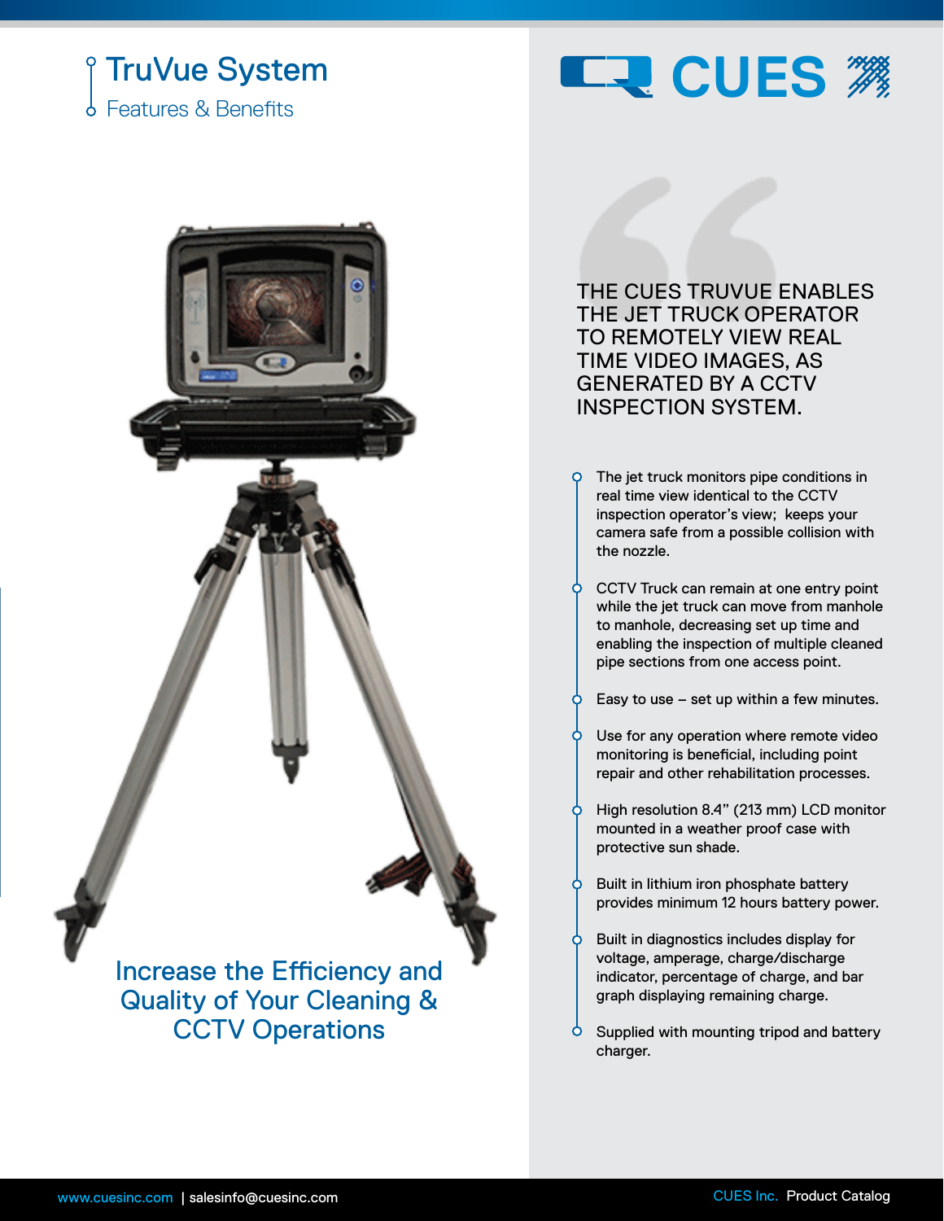# TruVue System

## Features & Benefits

CUES

THE CUES TRUVUE ENABLES THE JET TRUCK OPERATOR TO REMOTELY VIEW REAL TIME VIDEO IMAGES, AS GENERATED BY A CCTV INSPECTION SYSTEM.

- The jet truck monitors pipe conditions in real time view identical to the CCTV inspection operator's view; keeps your camera safe from a possible collision with the nozzle.
- CCTV Truck can remain at one entry point while the jet truck can move from manhole to manhole, decreasing set up time and enabling the inspection of multiple cleaned pipe sections from one access point.
- Easy to use – set up within a few minutes.
- Use for any operation where remote video monitoring is beneficial, including point repair and other rehabilitation processes.
- High resolution 8.4" (213 mm) LCD monitor mounted in a weather proof case with protective sun shade.
- Built in lithium iron phosphate battery provides minimum 12 hours battery power.
- Built in diagnostics includes display for voltage, amperage, charge/discharge indicator, percentage of charge, and bar graph displaying remaining charge.
- Supplied with mounting tripod and battery charger.

## Increase the Efficiency and Quality of Your Cleaning & CCTV Operations

www.cuesinc.com | salesinfo@cuesinc.com

CUES Inc. Product Catalog